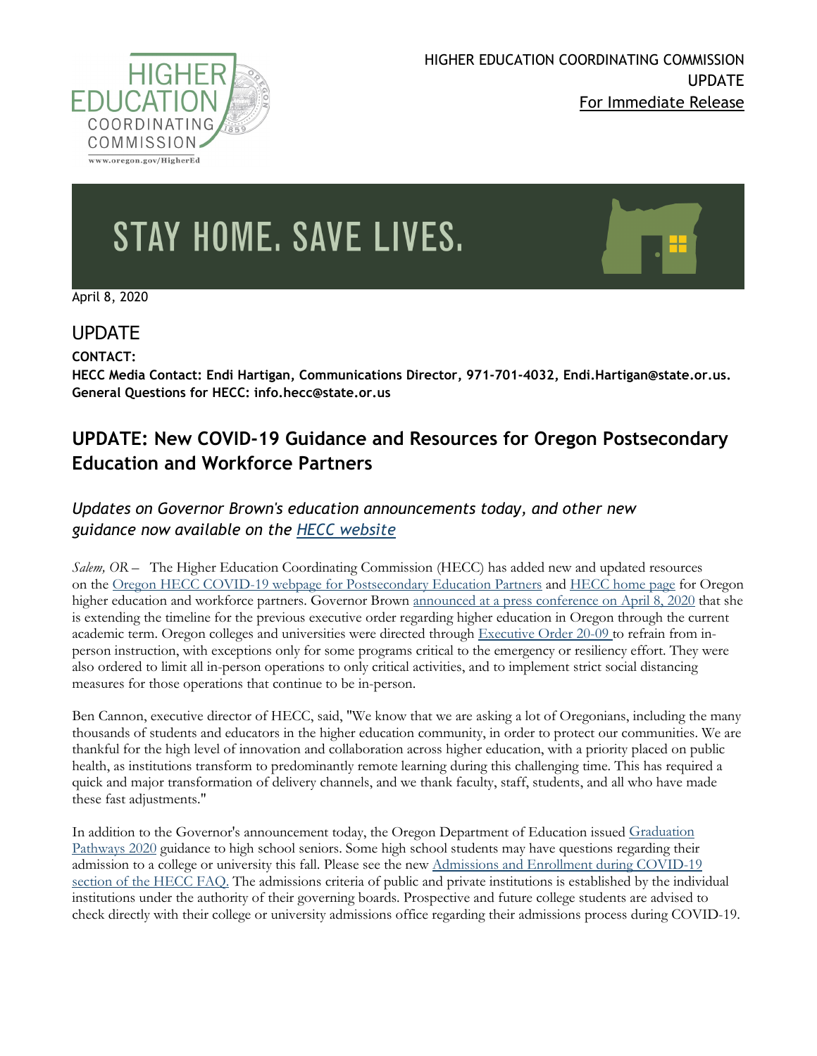HIGHER EDUCATION COORDINATING COMMISSION
UPDATE
For Immediate Release

STAY HOME. SAVE LIVES.

April 8, 2020

## UPDATE

**CONTACT:**
**HECC Media Contact: Endi Hartigan, Communications Director, 971-701-4032, Endi.Hartigan@state.or.us.**
**General Questions for HECC: info.hecc@state.or.us**

## UPDATE: New COVID-19 Guidance and Resources for Oregon Postsecondary Education and Workforce Partners

### *Updates on Governor Brown's education announcements today, and other new guidance now available on the HECC website*

*Salem, OR* – The Higher Education Coordinating Commission (HECC) has added new and updated resources on the Oregon HECC COVID-19 webpage for Postsecondary Education Partners and HECC home page for Oregon higher education and workforce partners. Governor Brown announced at a press conference on April 8, 2020 that she is extending the timeline for the previous executive order regarding higher education in Oregon through the current academic term. Oregon colleges and universities were directed through Executive Order 20-09 to refrain from in-person instruction, with exceptions only for some programs critical to the emergency or resiliency effort. They were also ordered to limit all in-person operations to only critical activities, and to implement strict social distancing measures for those operations that continue to be in-person.

Ben Cannon, executive director of HECC, said, "We know that we are asking a lot of Oregonians, including the many thousands of students and educators in the higher education community, in order to protect our communities. We are thankful for the high level of innovation and collaboration across higher education, with a priority placed on public health, as institutions transform to predominantly remote learning during this challenging time. This has required a quick and major transformation of delivery channels, and we thank faculty, staff, students, and all who have made these fast adjustments."

In addition to the Governor's announcement today, the Oregon Department of Education issued Graduation Pathways 2020 guidance to high school seniors. Some high school students may have questions regarding their admission to a college or university this fall. Please see the new Admissions and Enrollment during COVID-19 section of the HECC FAQ. The admissions criteria of public and private institutions is established by the individual institutions under the authority of their governing boards. Prospective and future college students are advised to check directly with their college or university admissions office regarding their admissions process during COVID-19.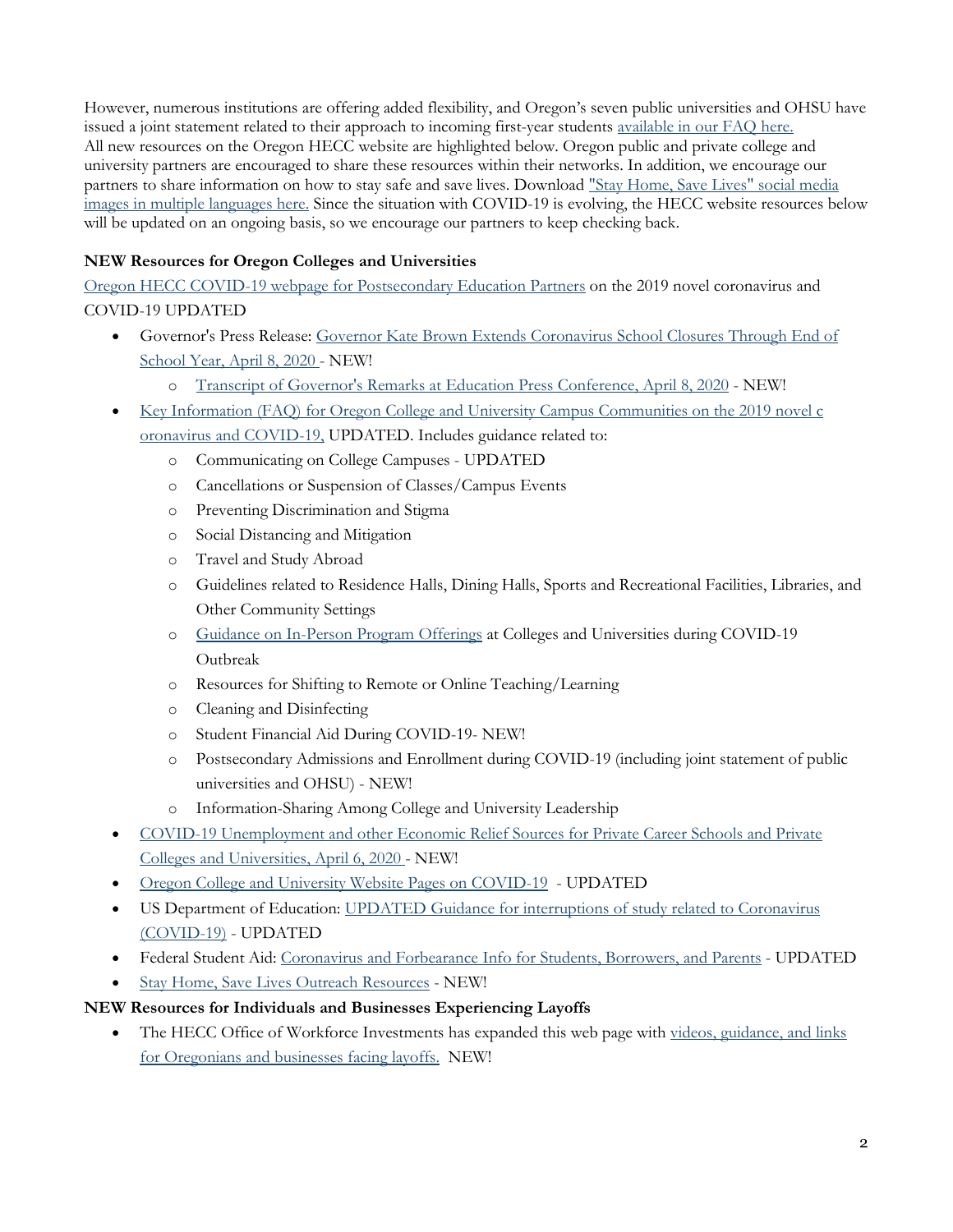However, numerous institutions are offering added flexibility, and Oregon's seven public universities and OHSU have issued a joint statement related to their approach to incoming first-year students available in our FAQ here. All new resources on the Oregon HECC website are highlighted below. Oregon public and private college and university partners are encouraged to share these resources within their networks. In addition, we encourage our partners to share information on how to stay safe and save lives. Download "Stay Home, Save Lives" social media images in multiple languages here. Since the situation with COVID-19 is evolving, the HECC website resources below will be updated on an ongoing basis, so we encourage our partners to keep checking back.

**NEW Resources for Oregon Colleges and Universities**

Oregon HECC COVID-19 webpage for Postsecondary Education Partners on the 2019 novel coronavirus and COVID-19 UPDATED

- Governor's Press Release: Governor Kate Brown Extends Coronavirus School Closures Through End of School Year, April 8, 2020 - NEW!
  - Transcript of Governor's Remarks at Education Press Conference, April 8, 2020 - NEW!
- Key Information (FAQ) for Oregon College and University Campus Communities on the 2019 novel coronavirus and COVID-19, UPDATED. Includes guidance related to:
  - Communicating on College Campuses - UPDATED
  - Cancellations or Suspension of Classes/Campus Events
  - Preventing Discrimination and Stigma
  - Social Distancing and Mitigation
  - Travel and Study Abroad
  - Guidelines related to Residence Halls, Dining Halls, Sports and Recreational Facilities, Libraries, and Other Community Settings
  - Guidance on In-Person Program Offerings at Colleges and Universities during COVID-19 Outbreak
  - Resources for Shifting to Remote or Online Teaching/Learning
  - Cleaning and Disinfecting
  - Student Financial Aid During COVID-19- NEW!
  - Postsecondary Admissions and Enrollment during COVID-19 (including joint statement of public universities and OHSU) - NEW!
  - Information-Sharing Among College and University Leadership
- COVID-19 Unemployment and other Economic Relief Sources for Private Career Schools and Private Colleges and Universities, April 6, 2020 - NEW!
- Oregon College and University Website Pages on COVID-19 - UPDATED
- US Department of Education: UPDATED Guidance for interruptions of study related to Coronavirus (COVID-19) - UPDATED
- Federal Student Aid: Coronavirus and Forbearance Info for Students, Borrowers, and Parents - UPDATED
- Stay Home, Save Lives Outreach Resources - NEW!

**NEW Resources for Individuals and Businesses Experiencing Layoffs**

- The HECC Office of Workforce Investments has expanded this web page with videos, guidance, and links for Oregonians and businesses facing layoffs. NEW!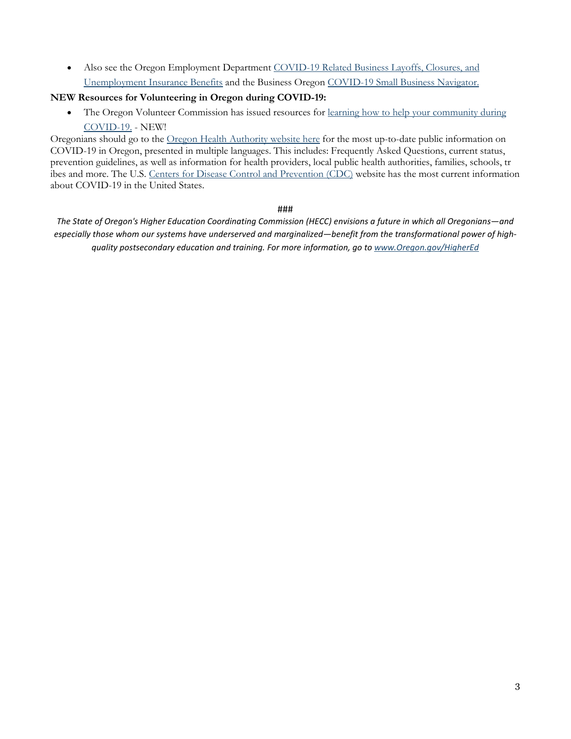- Also see the Oregon Employment Department COVID-19 Related Business Layoffs, Closures, and Unemployment Insurance Benefits and the Business Oregon COVID-19 Small Business Navigator.

**NEW Resources for Volunteering in Oregon during COVID-19:**

- The Oregon Volunteer Commission has issued resources for learning how to help your community during COVID-19. - NEW!

Oregonians should go to the Oregon Health Authority website here for the most up-to-date public information on COVID-19 in Oregon, presented in multiple languages. This includes: Frequently Asked Questions, current status, prevention guidelines, as well as information for health providers, local public health authorities, families, schools, tribes and more. The U.S. Centers for Disease Control and Prevention (CDC) website has the most current information about COVID-19 in the United States.

###

*The State of Oregon's Higher Education Coordinating Commission (HECC) envisions a future in which all Oregonians—and especially those whom our systems have underserved and marginalized—benefit from the transformational power of high-quality postsecondary education and training. For more information, go to www.Oregon.gov/HigherEd*